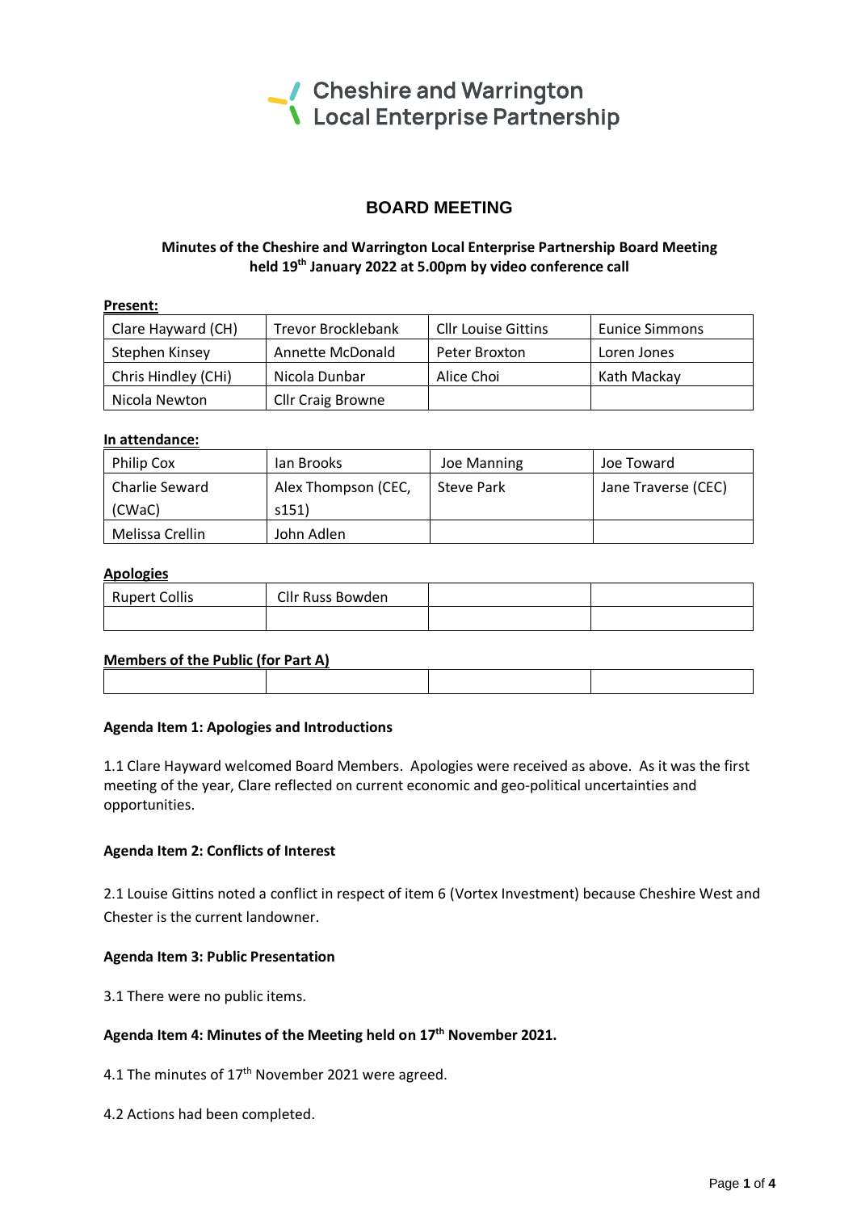Cheshire and Warrington Local Enterprise Partnership

# BOARD MEETING

**Minutes of the Cheshire and Warrington Local Enterprise Partnership Board Meeting held 19th January 2022 at 5.00pm by video conference call**

**Present:**

| | | | |
|---|---|---|---|
| Clare Hayward (CH) | Trevor Brocklebank | Cllr Louise Gittins | Eunice Simmons |
| Stephen Kinsey | Annette McDonald | Peter Broxton | Loren Jones |
| Chris Hindley (CHi) | Nicola Dunbar | Alice Choi | Kath Mackay |
| Nicola Newton | Cllr Craig Browne | | |

**In attendance:**

| | | | |
|---|---|---|---|
| Philip Cox | Ian Brooks | Joe Manning | Joe Toward |
| Charlie Seward (CWaC) | Alex Thompson (CEC, s151) | Steve Park | Jane Traverse (CEC) |
| Melissa Crellin | John Adlen | | |

**Apologies**

| | | | |
|---|---|---|---|
| Rupert Collis | Cllr Russ Bowden | | |
| | | | |

**Members of the Public (for Part A)**

| | | | |
|---|---|---|---|
| | | | |

**Agenda Item 1: Apologies and Introductions**

1.1 Clare Hayward welcomed Board Members. Apologies were received as above. As it was the first meeting of the year, Clare reflected on current economic and geo-political uncertainties and opportunities.

**Agenda Item 2: Conflicts of Interest**

2.1 Louise Gittins noted a conflict in respect of item 6 (Vortex Investment) because Cheshire West and Chester is the current landowner.

**Agenda Item 3: Public Presentation**

3.1 There were no public items.

**Agenda Item 4: Minutes of the Meeting held on 17th November 2021.**

4.1 The minutes of 17th November 2021 were agreed.

4.2 Actions had been completed.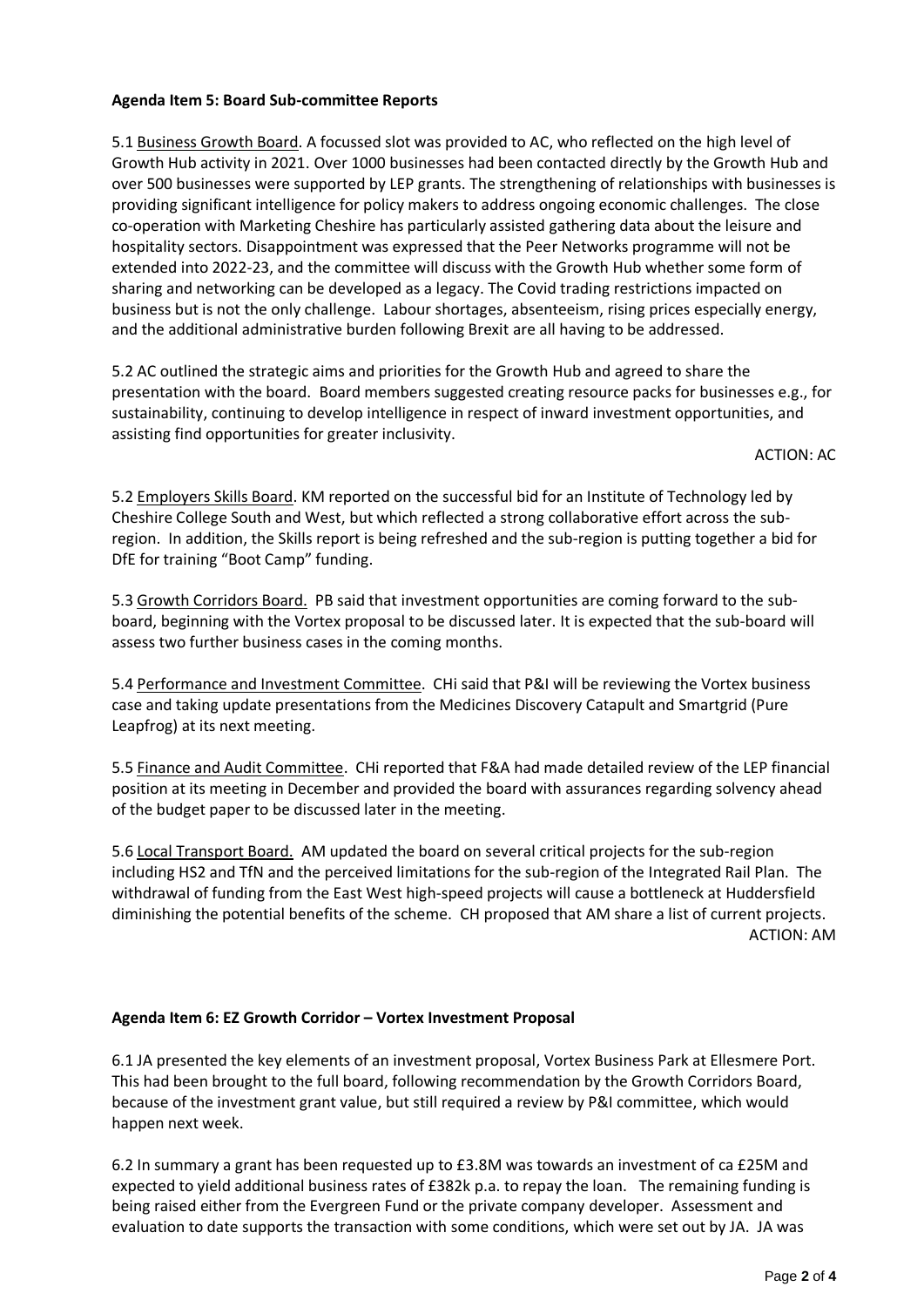**Agenda Item 5: Board Sub-committee Reports**

5.1 Business Growth Board. A focussed slot was provided to AC, who reflected on the high level of Growth Hub activity in 2021. Over 1000 businesses had been contacted directly by the Growth Hub and over 500 businesses were supported by LEP grants. The strengthening of relationships with businesses is providing significant intelligence for policy makers to address ongoing economic challenges. The close co-operation with Marketing Cheshire has particularly assisted gathering data about the leisure and hospitality sectors. Disappointment was expressed that the Peer Networks programme will not be extended into 2022-23, and the committee will discuss with the Growth Hub whether some form of sharing and networking can be developed as a legacy. The Covid trading restrictions impacted on business but is not the only challenge. Labour shortages, absenteeism, rising prices especially energy, and the additional administrative burden following Brexit are all having to be addressed.

5.2 AC outlined the strategic aims and priorities for the Growth Hub and agreed to share the presentation with the board. Board members suggested creating resource packs for businesses e.g., for sustainability, continuing to develop intelligence in respect of inward investment opportunities, and assisting find opportunities for greater inclusivity.

ACTION: AC

5.2 Employers Skills Board. KM reported on the successful bid for an Institute of Technology led by Cheshire College South and West, but which reflected a strong collaborative effort across the sub-region. In addition, the Skills report is being refreshed and the sub-region is putting together a bid for DfE for training "Boot Camp" funding.

5.3 Growth Corridors Board. PB said that investment opportunities are coming forward to the sub-board, beginning with the Vortex proposal to be discussed later. It is expected that the sub-board will assess two further business cases in the coming months.

5.4 Performance and Investment Committee. CHi said that P&I will be reviewing the Vortex business case and taking update presentations from the Medicines Discovery Catapult and Smartgrid (Pure Leapfrog) at its next meeting.

5.5 Finance and Audit Committee. CHi reported that F&A had made detailed review of the LEP financial position at its meeting in December and provided the board with assurances regarding solvency ahead of the budget paper to be discussed later in the meeting.

5.6 Local Transport Board. AM updated the board on several critical projects for the sub-region including HS2 and TfN and the perceived limitations for the sub-region of the Integrated Rail Plan. The withdrawal of funding from the East West high-speed projects will cause a bottleneck at Huddersfield diminishing the potential benefits of the scheme. CH proposed that AM share a list of current projects.

ACTION: AM

**Agenda Item 6: EZ Growth Corridor – Vortex Investment Proposal**

6.1 JA presented the key elements of an investment proposal, Vortex Business Park at Ellesmere Port. This had been brought to the full board, following recommendation by the Growth Corridors Board, because of the investment grant value, but still required a review by P&I committee, which would happen next week.

6.2 In summary a grant has been requested up to £3.8M was towards an investment of ca £25M and expected to yield additional business rates of £382k p.a. to repay the loan. The remaining funding is being raised either from the Evergreen Fund or the private company developer. Assessment and evaluation to date supports the transaction with some conditions, which were set out by JA. JA was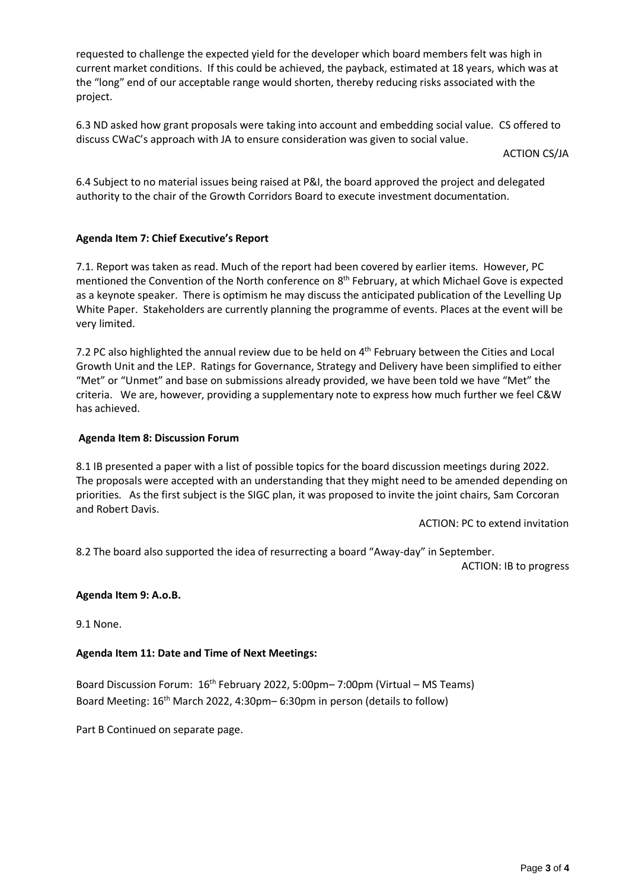requested to challenge the expected yield for the developer which board members felt was high in current market conditions. If this could be achieved, the payback, estimated at 18 years, which was at the "long" end of our acceptable range would shorten, thereby reducing risks associated with the project.

6.3 ND asked how grant proposals were taking into account and embedding social value. CS offered to discuss CWaC's approach with JA to ensure consideration was given to social value.

ACTION CS/JA

6.4 Subject to no material issues being raised at P&I, the board approved the project and delegated authority to the chair of the Growth Corridors Board to execute investment documentation.

**Agenda Item 7: Chief Executive's Report**

7.1. Report was taken as read. Much of the report had been covered by earlier items. However, PC mentioned the Convention of the North conference on 8th February, at which Michael Gove is expected as a keynote speaker. There is optimism he may discuss the anticipated publication of the Levelling Up White Paper. Stakeholders are currently planning the programme of events. Places at the event will be very limited.

7.2 PC also highlighted the annual review due to be held on 4th February between the Cities and Local Growth Unit and the LEP. Ratings for Governance, Strategy and Delivery have been simplified to either "Met" or "Unmet" and base on submissions already provided, we have been told we have "Met" the criteria. We are, however, providing a supplementary note to express how much further we feel C&W has achieved.

**Agenda Item 8: Discussion Forum**

8.1 IB presented a paper with a list of possible topics for the board discussion meetings during 2022. The proposals were accepted with an understanding that they might need to be amended depending on priorities. As the first subject is the SIGC plan, it was proposed to invite the joint chairs, Sam Corcoran and Robert Davis.

ACTION: PC to extend invitation

8.2 The board also supported the idea of resurrecting a board "Away-day" in September.

ACTION: IB to progress

**Agenda Item 9: A.o.B.**

9.1 None.

**Agenda Item 11: Date and Time of Next Meetings:**

Board Discussion Forum: 16th February 2022, 5:00pm– 7:00pm (Virtual – MS Teams)
Board Meeting: 16th March 2022, 4:30pm– 6:30pm in person (details to follow)

Part B Continued on separate page.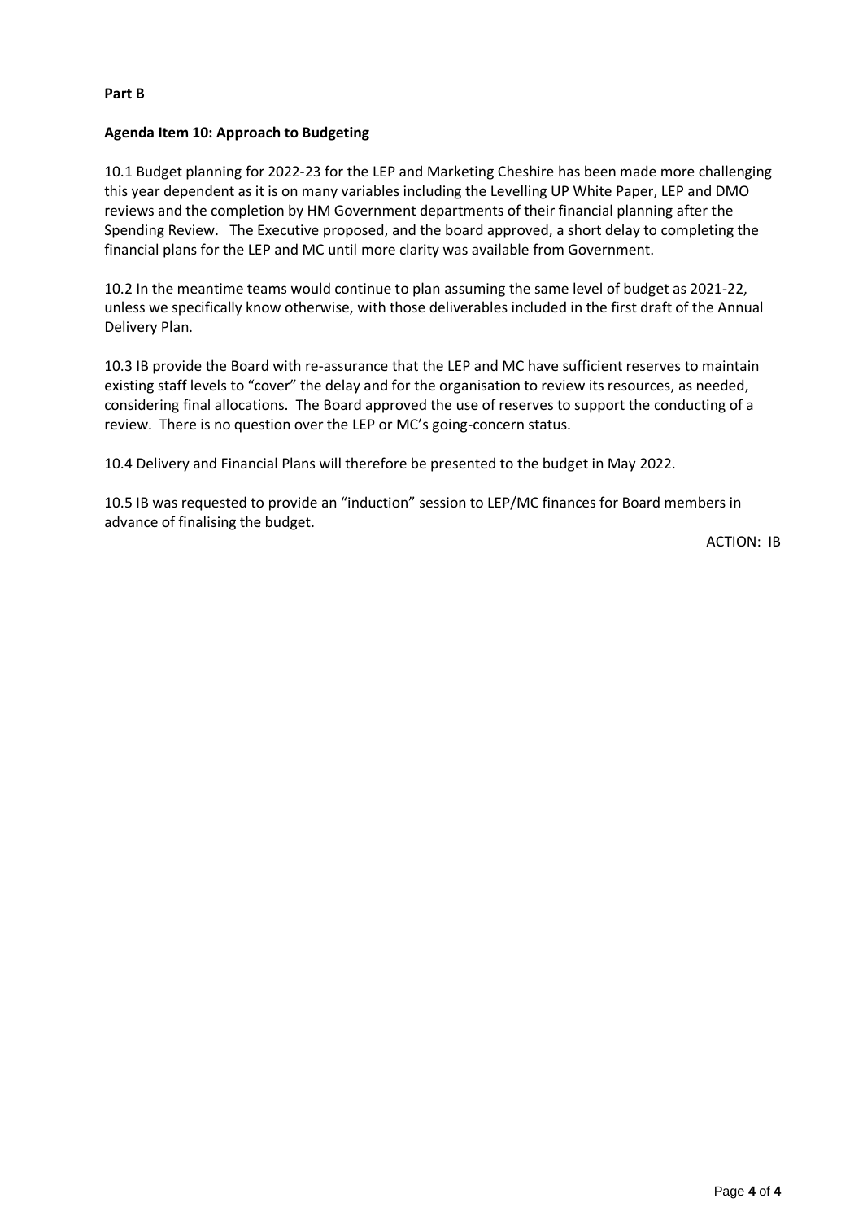**Part B**

**Agenda Item 10: Approach to Budgeting**

10.1 Budget planning for 2022-23 for the LEP and Marketing Cheshire has been made more challenging this year dependent as it is on many variables including the Levelling UP White Paper, LEP and DMO reviews and the completion by HM Government departments of their financial planning after the Spending Review. The Executive proposed, and the board approved, a short delay to completing the financial plans for the LEP and MC until more clarity was available from Government.

10.2 In the meantime teams would continue to plan assuming the same level of budget as 2021-22, unless we specifically know otherwise, with those deliverables included in the first draft of the Annual Delivery Plan.

10.3 IB provide the Board with re-assurance that the LEP and MC have sufficient reserves to maintain existing staff levels to "cover" the delay and for the organisation to review its resources, as needed, considering final allocations. The Board approved the use of reserves to support the conducting of a review. There is no question over the LEP or MC's going-concern status.

10.4 Delivery and Financial Plans will therefore be presented to the budget in May 2022.

10.5 IB was requested to provide an "induction" session to LEP/MC finances for Board members in advance of finalising the budget.

ACTION: IB